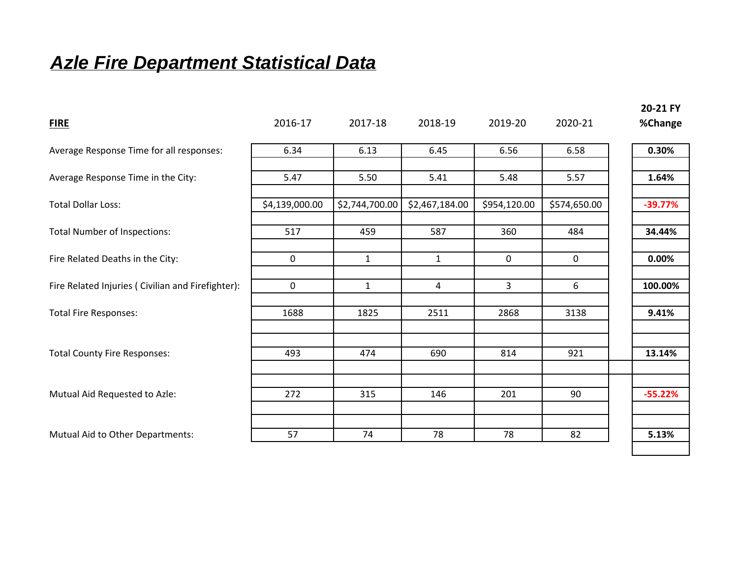# ***Azle Fire Department Statistical Data***

| **FIRE** | 2016-17 | 2017-18 | 2018-19 | 2019-20 | 2020-21 | **20-21 FY %Change** |
|---|---|---|---|---|---|---|
| Average Response Time for all responses: | 6.34 | 6.13 | 6.45 | 6.56 | 6.58 | **0.30%** |
| Average Response Time in the City: | 5.47 | 5.50 | 5.41 | 5.48 | 5.57 | **1.64%** |
| Total Dollar Loss: | $4,139,000.00 | $2,744,700.00 | $2,467,184.00 | $954,120.00 | $574,650.00 | **-39.77%** |
| Total Number of Inspections: | 517 | 459 | 587 | 360 | 484 | **34.44%** |
| Fire Related Deaths in the City: | 0 | 1 | 1 | 0 | 0 | **0.00%** |
| Fire Related Injuries ( Civilian and Firefighter): | 0 | 1 | 4 | 3 | 6 | **100.00%** |
| Total Fire Responses: | 1688 | 1825 | 2511 | 2868 | 3138 | **9.41%** |
| Total County Fire Responses: | 493 | 474 | 690 | 814 | 921 | **13.14%** |
| Mutual Aid Requested to Azle: | 272 | 315 | 146 | 201 | 90 | **-55.22%** |
| Mutual Aid to Other Departments: | 57 | 74 | 78 | 78 | 82 | **5.13%** |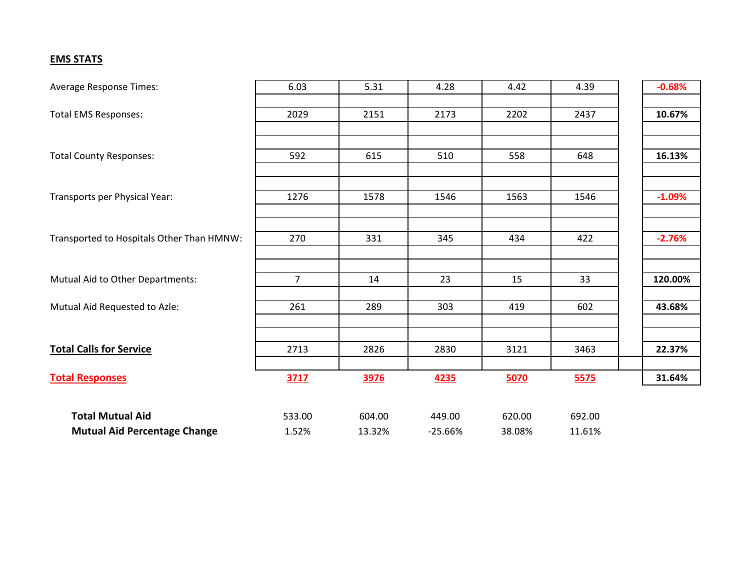**EMS STATS**

| | | | | | | |
|---|---|---|---|---|---|---|
| Average Response Times: | 6.03 | 5.31 | 4.28 | 4.42 | 4.39 | -0.68% |
| Total EMS Responses: | 2029 | 2151 | 2173 | 2202 | 2437 | 10.67% |
| Total County Responses: | 592 | 615 | 510 | 558 | 648 | 16.13% |
| Transports per Physical Year: | 1276 | 1578 | 1546 | 1563 | 1546 | -1.09% |
| Transported to Hospitals Other Than HMNW: | 270 | 331 | 345 | 434 | 422 | -2.76% |
| Mutual Aid to Other Departments: | 7 | 14 | 23 | 15 | 33 | 120.00% |
| Mutual Aid Requested to Azle: | 261 | 289 | 303 | 419 | 602 | 43.68% |
| **Total Calls for Service** | 2713 | 2826 | 2830 | 3121 | 3463 | 22.37% |
| **Total Responses** | **3717** | **3976** | **4235** | **5070** | **5575** | 31.64% |

| | | | | | |
|---|---|---|---|---|---|
| **Total Mutual Aid** | 533.00 | 604.00 | 449.00 | 620.00 | 692.00 |
| **Mutual Aid Percentage Change** | 1.52% | 13.32% | -25.66% | 38.08% | 11.61% |